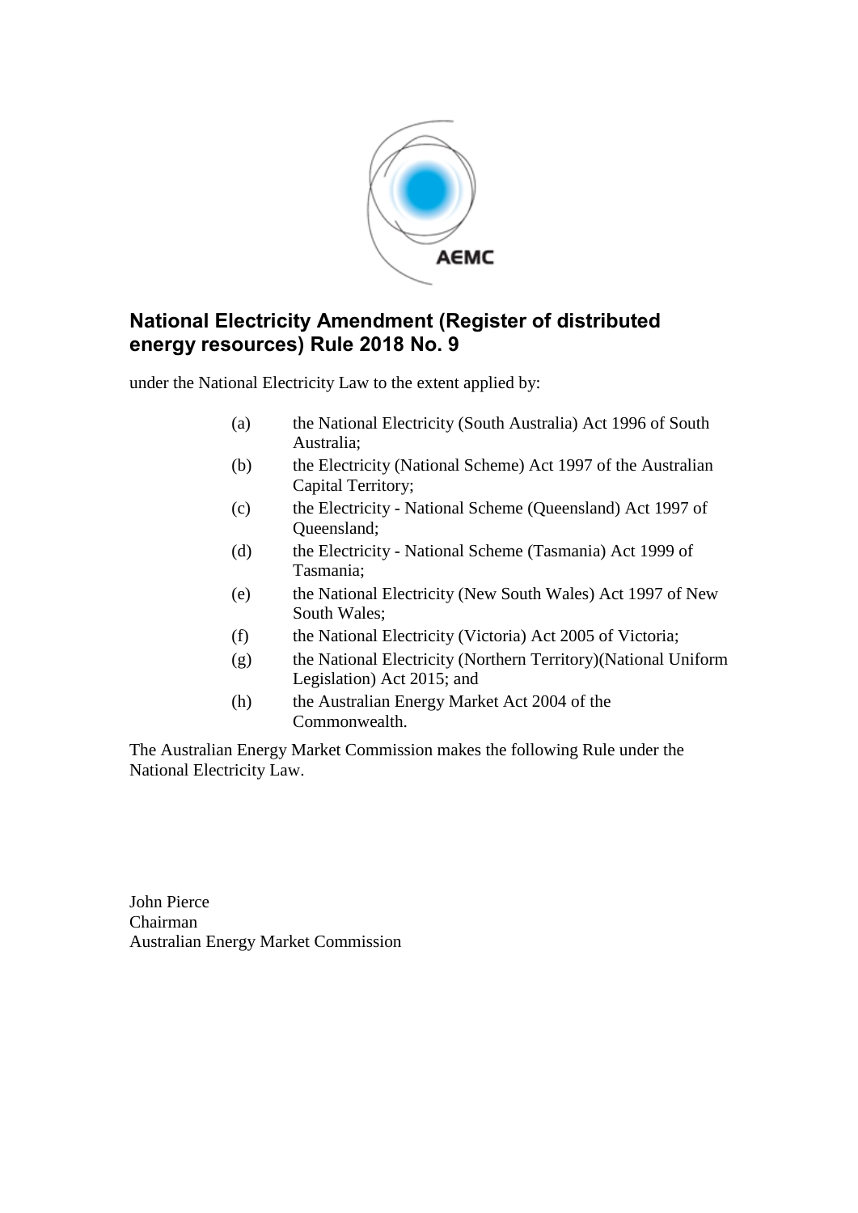# National Electricity Amendment (Register of distributed energy resources) Rule 2018 No. 9

under the National Electricity Law to the extent applied by:

(a) the National Electricity (South Australia) Act 1996 of South Australia;

(b) the Electricity (National Scheme) Act 1997 of the Australian Capital Territory;

(c) the Electricity - National Scheme (Queensland) Act 1997 of Queensland;

(d) the Electricity - National Scheme (Tasmania) Act 1999 of Tasmania;

(e) the National Electricity (New South Wales) Act 1997 of New South Wales;

(f) the National Electricity (Victoria) Act 2005 of Victoria;

(g) the National Electricity (Northern Territory)(National Uniform Legislation) Act 2015; and

(h) the Australian Energy Market Act 2004 of the Commonwealth.

The Australian Energy Market Commission makes the following Rule under the National Electricity Law.

John Pierce
Chairman
Australian Energy Market Commission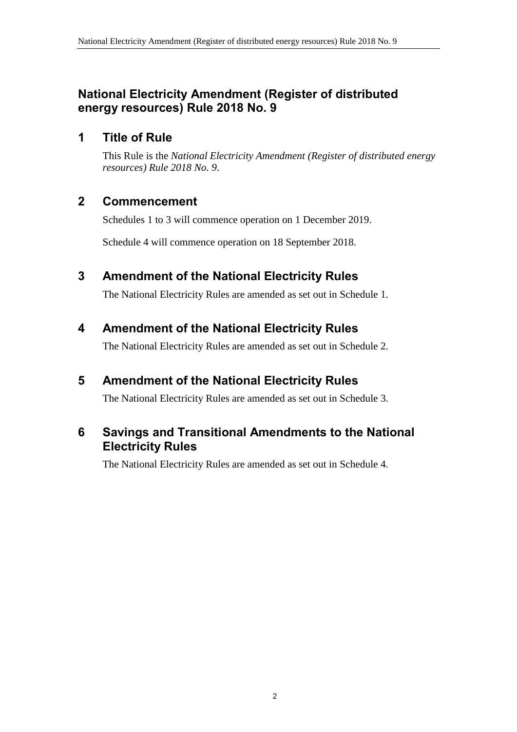# National Electricity Amendment (Register of distributed energy resources) Rule 2018 No. 9

## 1 Title of Rule

This Rule is the *National Electricity Amendment (Register of distributed energy resources) Rule 2018 No. 9*.

## 2 Commencement

Schedules 1 to 3 will commence operation on 1 December 2019.

Schedule 4 will commence operation on 18 September 2018.

## 3 Amendment of the National Electricity Rules

The National Electricity Rules are amended as set out in Schedule 1.

## 4 Amendment of the National Electricity Rules

The National Electricity Rules are amended as set out in Schedule 2.

## 5 Amendment of the National Electricity Rules

The National Electricity Rules are amended as set out in Schedule 3.

## 6 Savings and Transitional Amendments to the National Electricity Rules

The National Electricity Rules are amended as set out in Schedule 4.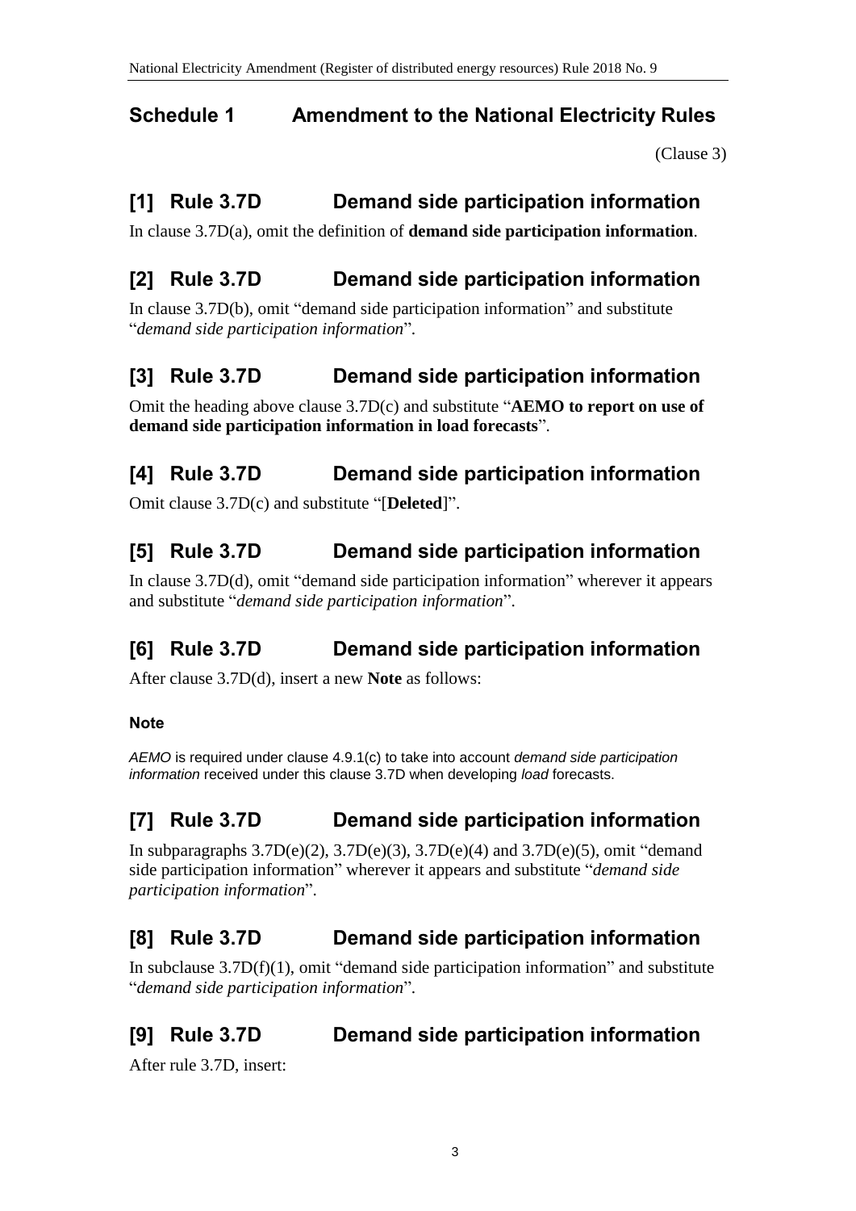## Schedule 1 Amendment to the National Electricity Rules

(Clause 3)

## [1] Rule 3.7D Demand side participation information

In clause 3.7D(a), omit the definition of **demand side participation information**.

## [2] Rule 3.7D Demand side participation information

In clause 3.7D(b), omit "demand side participation information" and substitute "*demand side participation information*".

## [3] Rule 3.7D Demand side participation information

Omit the heading above clause 3.7D(c) and substitute "**AEMO to report on use of demand side participation information in load forecasts**".

## [4] Rule 3.7D Demand side participation information

Omit clause 3.7D(c) and substitute "[**Deleted**]".

## [5] Rule 3.7D Demand side participation information

In clause 3.7D(d), omit "demand side participation information" wherever it appears and substitute "*demand side participation information*".

## [6] Rule 3.7D Demand side participation information

After clause 3.7D(d), insert a new **Note** as follows:

**Note**

*AEMO* is required under clause 4.9.1(c) to take into account *demand side participation information* received under this clause 3.7D when developing *load* forecasts.

## [7] Rule 3.7D Demand side participation information

In subparagraphs 3.7D(e)(2), 3.7D(e)(3), 3.7D(e)(4) and 3.7D(e)(5), omit "demand side participation information" wherever it appears and substitute "*demand side participation information*".

## [8] Rule 3.7D Demand side participation information

In subclause 3.7D(f)(1), omit "demand side participation information" and substitute "*demand side participation information*".

## [9] Rule 3.7D Demand side participation information

After rule 3.7D, insert: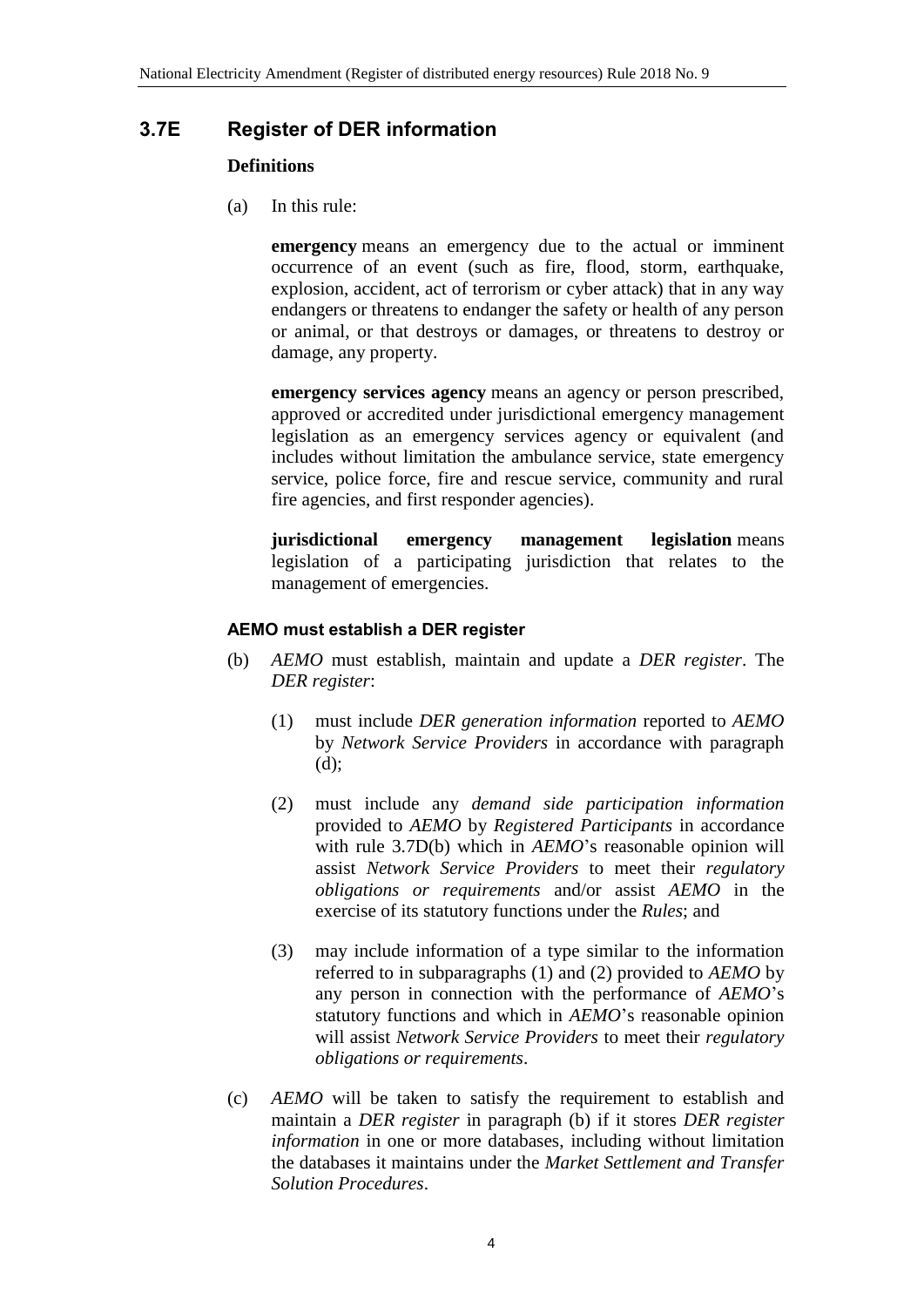## 3.7E Register of DER information

**Definitions**

(a) In this rule:

**emergency** means an emergency due to the actual or imminent occurrence of an event (such as fire, flood, storm, earthquake, explosion, accident, act of terrorism or cyber attack) that in any way endangers or threatens to endanger the safety or health of any person or animal, or that destroys or damages, or threatens to destroy or damage, any property.

**emergency services agency** means an agency or person prescribed, approved or accredited under jurisdictional emergency management legislation as an emergency services agency or equivalent (and includes without limitation the ambulance service, state emergency service, police force, fire and rescue service, community and rural fire agencies, and first responder agencies).

**jurisdictional emergency management legislation** means legislation of a participating jurisdiction that relates to the management of emergencies.

**AEMO must establish a DER register**

(b) *AEMO* must establish, maintain and update a *DER register*. The *DER register*:

(1) must include *DER generation information* reported to *AEMO* by *Network Service Providers* in accordance with paragraph (d);

(2) must include any *demand side participation information* provided to *AEMO* by *Registered Participants* in accordance with rule 3.7D(b) which in *AEMO*'s reasonable opinion will assist *Network Service Providers* to meet their *regulatory obligations or requirements* and/or assist *AEMO* in the exercise of its statutory functions under the *Rules*; and

(3) may include information of a type similar to the information referred to in subparagraphs (1) and (2) provided to *AEMO* by any person in connection with the performance of *AEMO*'s statutory functions and which in *AEMO*'s reasonable opinion will assist *Network Service Providers* to meet their *regulatory obligations or requirements*.

(c) *AEMO* will be taken to satisfy the requirement to establish and maintain a *DER register* in paragraph (b) if it stores *DER register information* in one or more databases, including without limitation the databases it maintains under the *Market Settlement and Transfer Solution Procedures*.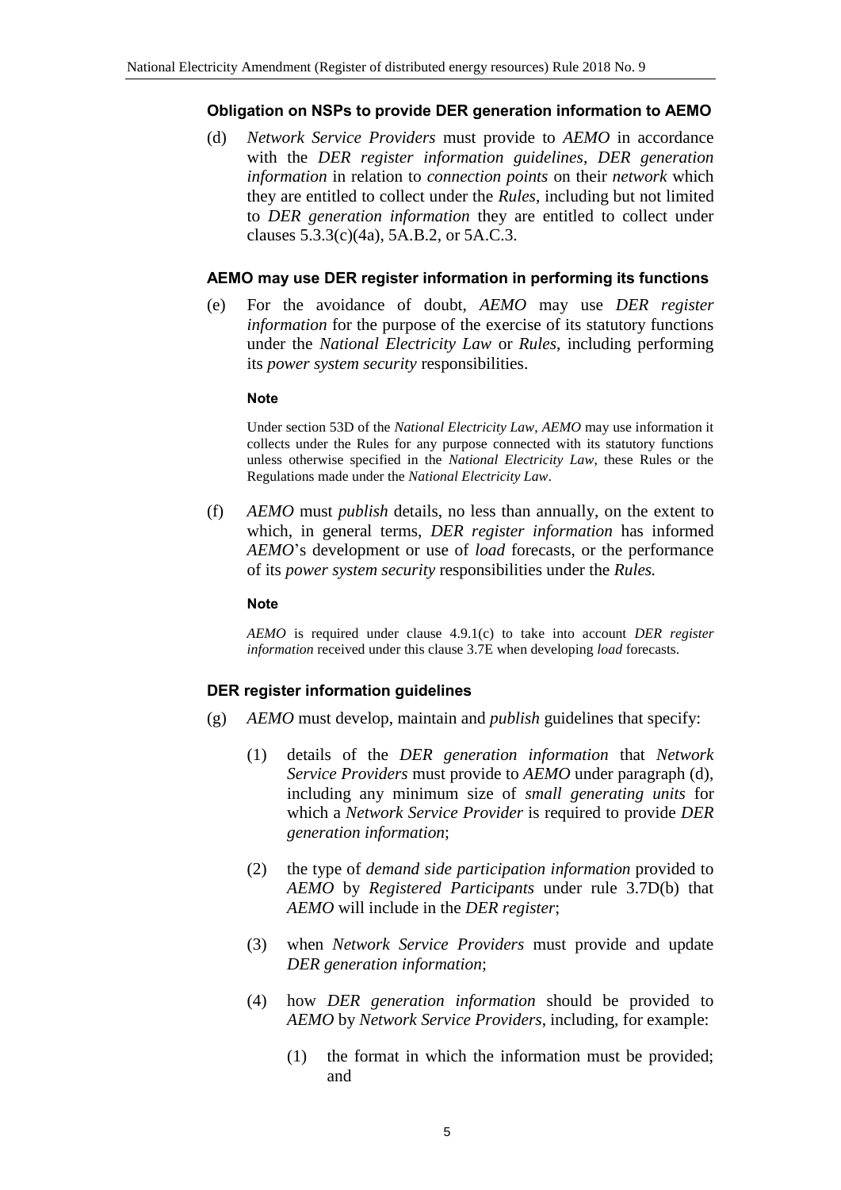#### Obligation on NSPs to provide DER generation information to AEMO

(d) *Network Service Providers* must provide to *AEMO* in accordance with the *DER register information guidelines*, *DER generation information* in relation to *connection points* on their *network* which they are entitled to collect under the *Rules*, including but not limited to *DER generation information* they are entitled to collect under clauses 5.3.3(c)(4a), 5A.B.2, or 5A.C.3.

#### AEMO may use DER register information in performing its functions

(e) For the avoidance of doubt, *AEMO* may use *DER register information* for the purpose of the exercise of its statutory functions under the *National Electricity Law* or *Rules*, including performing its *power system security* responsibilities.

**Note**

Under section 53D of the *National Electricity Law*, *AEMO* may use information it collects under the Rules for any purpose connected with its statutory functions unless otherwise specified in the *National Electricity Law*, these Rules or the Regulations made under the *National Electricity Law*.

(f) *AEMO* must *publish* details, no less than annually, on the extent to which, in general terms, *DER register information* has informed *AEMO*'s development or use of *load* forecasts, or the performance of its *power system security* responsibilities under the *Rules.*

**Note**

*AEMO* is required under clause 4.9.1(c) to take into account *DER register information* received under this clause 3.7E when developing *load* forecasts.

#### DER register information guidelines

(g) *AEMO* must develop, maintain and *publish* guidelines that specify:

   (1) details of the *DER generation information* that *Network Service Providers* must provide to *AEMO* under paragraph (d), including any minimum size of *small generating units* for which a *Network Service Provider* is required to provide *DER generation information*;

   (2) the type of *demand side participation information* provided to *AEMO* by *Registered Participants* under rule 3.7D(b) that *AEMO* will include in the *DER register*;

   (3) when *Network Service Providers* must provide and update *DER generation information*;

   (4) how *DER generation information* should be provided to *AEMO* by *Network Service Providers*, including, for example:

      (1) the format in which the information must be provided; and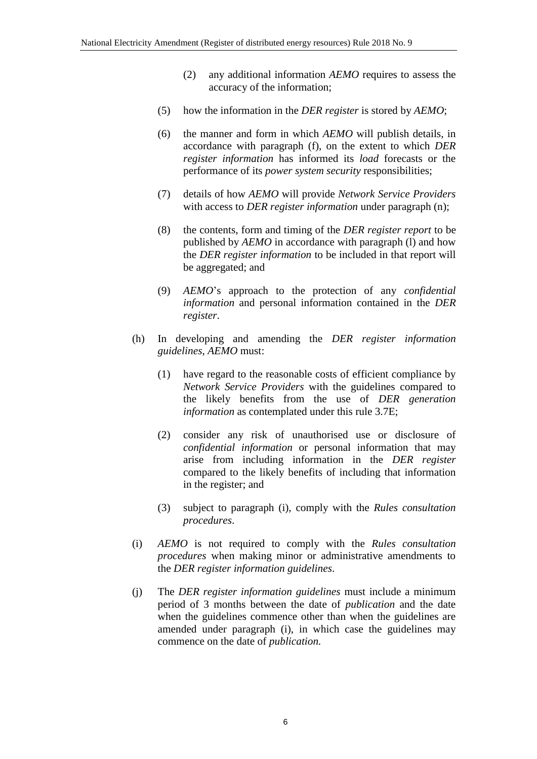(2) any additional information *AEMO* requires to assess the accuracy of the information;

(5) how the information in the *DER register* is stored by *AEMO*;

(6) the manner and form in which *AEMO* will publish details, in accordance with paragraph (f), on the extent to which *DER register information* has informed its *load* forecasts or the performance of its *power system security* responsibilities;

(7) details of how *AEMO* will provide *Network Service Providers* with access to *DER register information* under paragraph (n);

(8) the contents, form and timing of the *DER register report* to be published by *AEMO* in accordance with paragraph (l) and how the *DER register information* to be included in that report will be aggregated; and

(9) *AEMO*'s approach to the protection of any *confidential information* and personal information contained in the *DER register*.

(h) In developing and amending the *DER register information guidelines*, *AEMO* must:

(1) have regard to the reasonable costs of efficient compliance by *Network Service Providers* with the guidelines compared to the likely benefits from the use of *DER generation information* as contemplated under this rule 3.7E;

(2) consider any risk of unauthorised use or disclosure of *confidential information* or personal information that may arise from including information in the *DER register* compared to the likely benefits of including that information in the register; and

(3) subject to paragraph (i), comply with the *Rules consultation procedures*.

(i) *AEMO* is not required to comply with the *Rules consultation procedures* when making minor or administrative amendments to the *DER register information guidelines*.

(j) The *DER register information guidelines* must include a minimum period of 3 months between the date of *publication* and the date when the guidelines commence other than when the guidelines are amended under paragraph (i), in which case the guidelines may commence on the date of *publication.*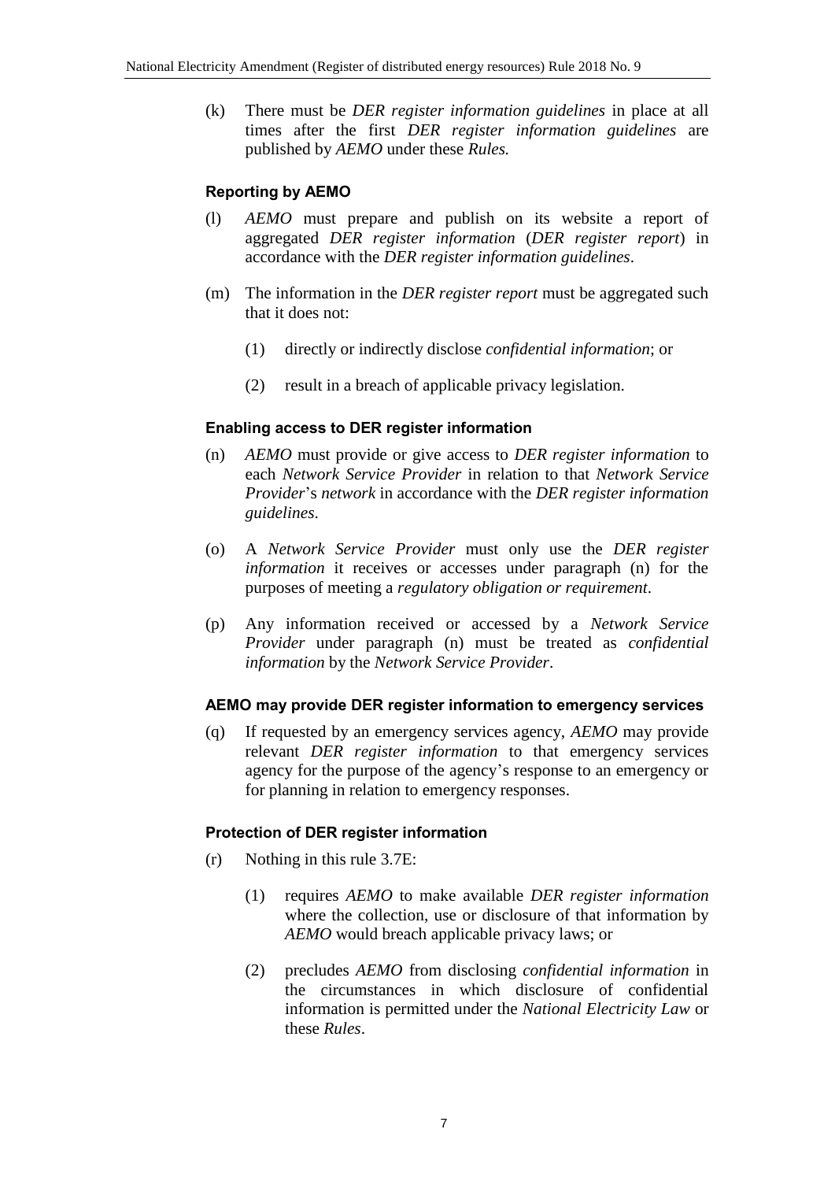(k) There must be *DER register information guidelines* in place at all times after the first *DER register information guidelines* are published by *AEMO* under these *Rules.*

**Reporting by AEMO**

(l) *AEMO* must prepare and publish on its website a report of aggregated *DER register information* (*DER register report*) in accordance with the *DER register information guidelines*.

(m) The information in the *DER register report* must be aggregated such that it does not:

(1) directly or indirectly disclose *confidential information*; or

(2) result in a breach of applicable privacy legislation.

**Enabling access to DER register information**

(n) *AEMO* must provide or give access to *DER register information* to each *Network Service Provider* in relation to that *Network Service Provider*'s *network* in accordance with the *DER register information guidelines*.

(o) A *Network Service Provider* must only use the *DER register information* it receives or accesses under paragraph (n) for the purposes of meeting a *regulatory obligation or requirement*.

(p) Any information received or accessed by a *Network Service Provider* under paragraph (n) must be treated as *confidential information* by the *Network Service Provider*.

**AEMO may provide DER register information to emergency services**

(q) If requested by an emergency services agency, *AEMO* may provide relevant *DER register information* to that emergency services agency for the purpose of the agency's response to an emergency or for planning in relation to emergency responses.

**Protection of DER register information**

(r) Nothing in this rule 3.7E:

(1) requires *AEMO* to make available *DER register information* where the collection, use or disclosure of that information by *AEMO* would breach applicable privacy laws; or

(2) precludes *AEMO* from disclosing *confidential information* in the circumstances in which disclosure of confidential information is permitted under the *National Electricity Law* or these *Rules*.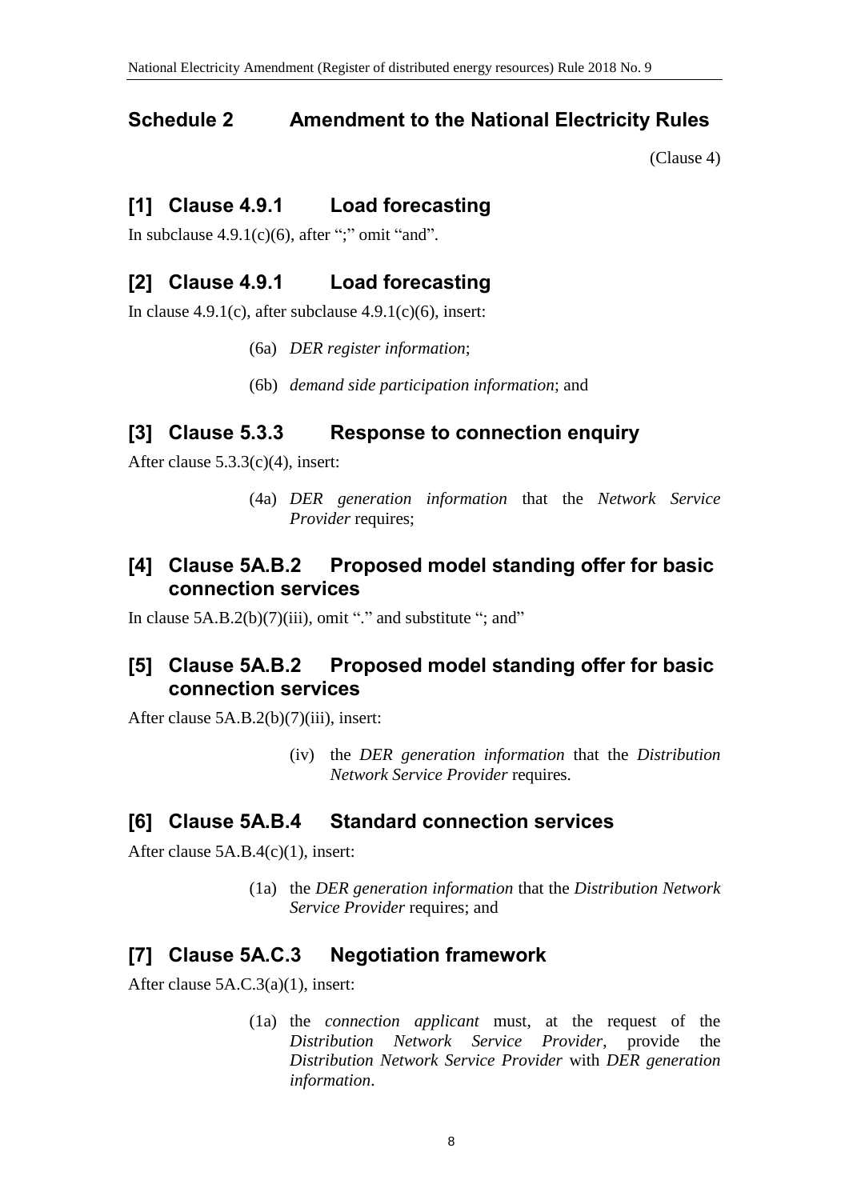## Schedule 2 Amendment to the National Electricity Rules

(Clause 4)

### [1] Clause 4.9.1 Load forecasting

In subclause 4.9.1(c)(6), after ";" omit "and".

### [2] Clause 4.9.1 Load forecasting

In clause 4.9.1(c), after subclause 4.9.1(c)(6), insert:

> (6a) *DER register information*;
>
> (6b) *demand side participation information*; and

### [3] Clause 5.3.3 Response to connection enquiry

After clause 5.3.3(c)(4), insert:

> (4a) *DER generation information* that the *Network Service Provider* requires;

### [4] Clause 5A.B.2 Proposed model standing offer for basic connection services

In clause 5A.B.2(b)(7)(iii), omit "." and substitute "; and"

### [5] Clause 5A.B.2 Proposed model standing offer for basic connection services

After clause 5A.B.2(b)(7)(iii), insert:

> (iv) the *DER generation information* that the *Distribution Network Service Provider* requires.

### [6] Clause 5A.B.4 Standard connection services

After clause 5A.B.4(c)(1), insert:

> (1a) the *DER generation information* that the *Distribution Network Service Provider* requires; and

### [7] Clause 5A.C.3 Negotiation framework

After clause 5A.C.3(a)(1), insert:

> (1a) the *connection applicant* must, at the request of the *Distribution Network Service Provider*, provide the *Distribution Network Service Provider* with *DER generation information*.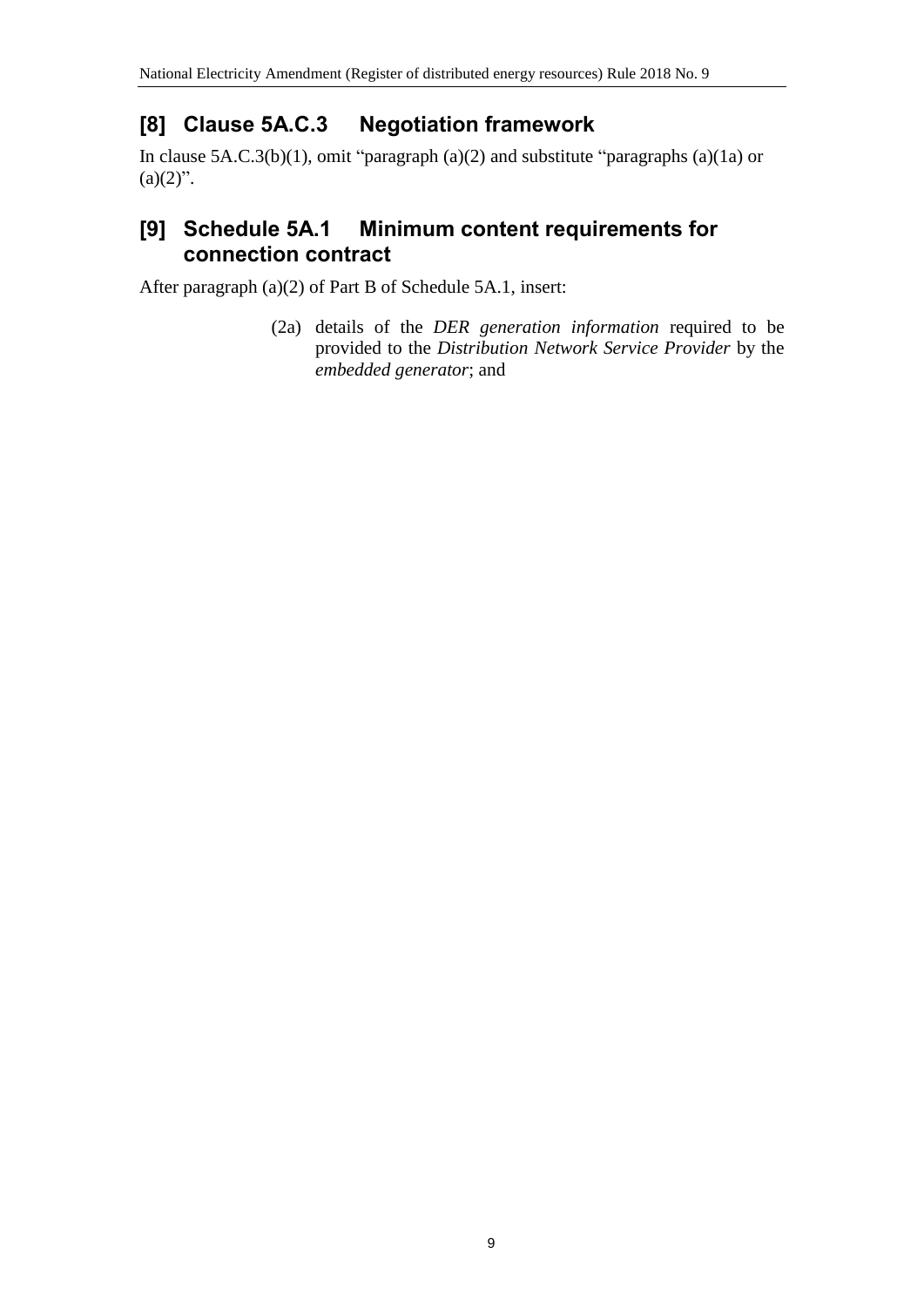## [8] Clause 5A.C.3 Negotiation framework

In clause 5A.C.3(b)(1), omit "paragraph (a)(2) and substitute "paragraphs (a)(1a) or (a)(2)".

## [9] Schedule 5A.1 Minimum content requirements for connection contract

After paragraph (a)(2) of Part B of Schedule 5A.1, insert:

> (2a) details of the *DER generation information* required to be provided to the *Distribution Network Service Provider* by the *embedded generator*; and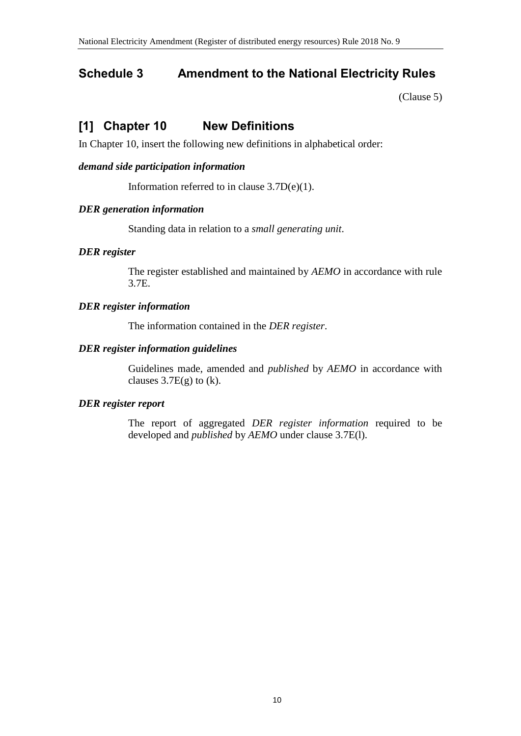## Schedule 3 Amendment to the National Electricity Rules

(Clause 5)

## [1] Chapter 10 New Definitions

In Chapter 10, insert the following new definitions in alphabetical order:

***demand side participation information***

Information referred to in clause 3.7D(e)(1).

***DER generation information***

Standing data in relation to a *small generating unit*.

***DER register***

The register established and maintained by *AEMO* in accordance with rule 3.7E.

***DER register information***

The information contained in the *DER register*.

***DER register information guidelines***

Guidelines made, amended and *published* by *AEMO* in accordance with clauses 3.7E(g) to (k).

***DER register report***

The report of aggregated *DER register information* required to be developed and *published* by *AEMO* under clause 3.7E(l).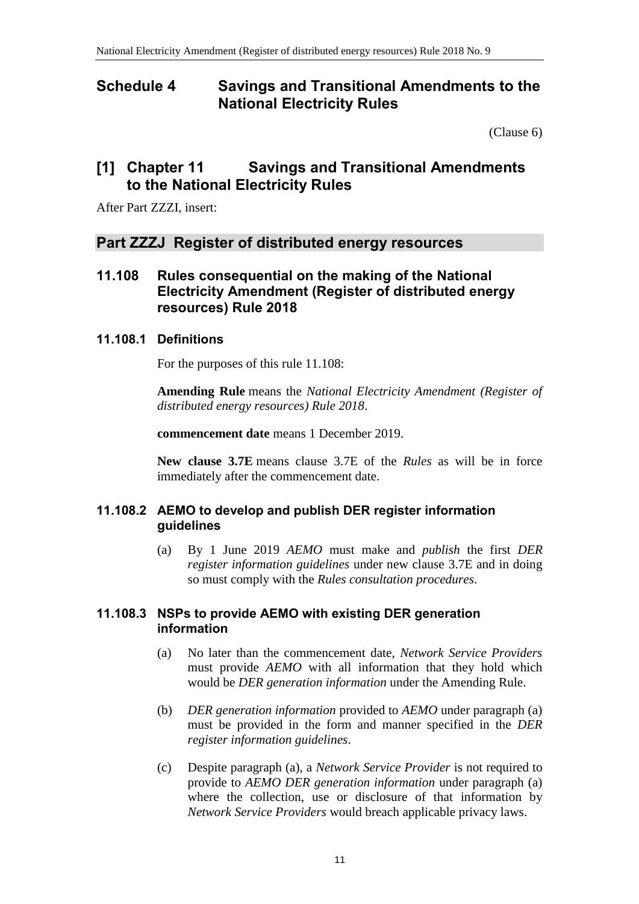# Schedule 4 Savings and Transitional Amendments to the National Electricity Rules

(Clause 6)

## [1] Chapter 11 Savings and Transitional Amendments to the National Electricity Rules

After Part ZZZI, insert:

## Part ZZZJ Register of distributed energy resources

### 11.108 Rules consequential on the making of the National Electricity Amendment (Register of distributed energy resources) Rule 2018

#### 11.108.1 Definitions

For the purposes of this rule 11.108:

**Amending Rule** means the *National Electricity Amendment (Register of distributed energy resources) Rule 2018*.

**commencement date** means 1 December 2019.

**New clause 3.7E** means clause 3.7E of the *Rules* as will be in force immediately after the commencement date.

#### 11.108.2 AEMO to develop and publish DER register information guidelines

(a) By 1 June 2019 *AEMO* must make and *publish* the first *DER register information guidelines* under new clause 3.7E and in doing so must comply with the *Rules consultation procedures*.

#### 11.108.3 NSPs to provide AEMO with existing DER generation information

(a) No later than the commencement date, *Network Service Providers* must provide *AEMO* with all information that they hold which would be *DER generation information* under the Amending Rule.

(b) *DER generation information* provided to *AEMO* under paragraph (a) must be provided in the form and manner specified in the *DER register information guidelines*.

(c) Despite paragraph (a), a *Network Service Provider* is not required to provide to *AEMO DER generation information* under paragraph (a) where the collection, use or disclosure of that information by *Network Service Providers* would breach applicable privacy laws.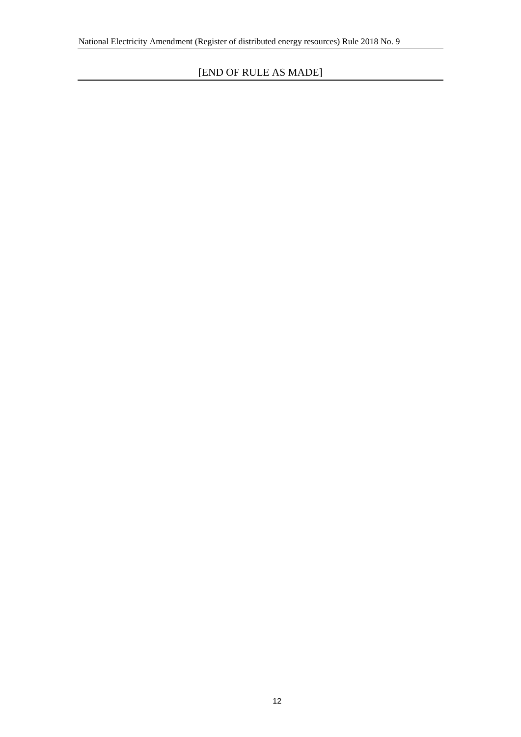[END OF RULE AS MADE]